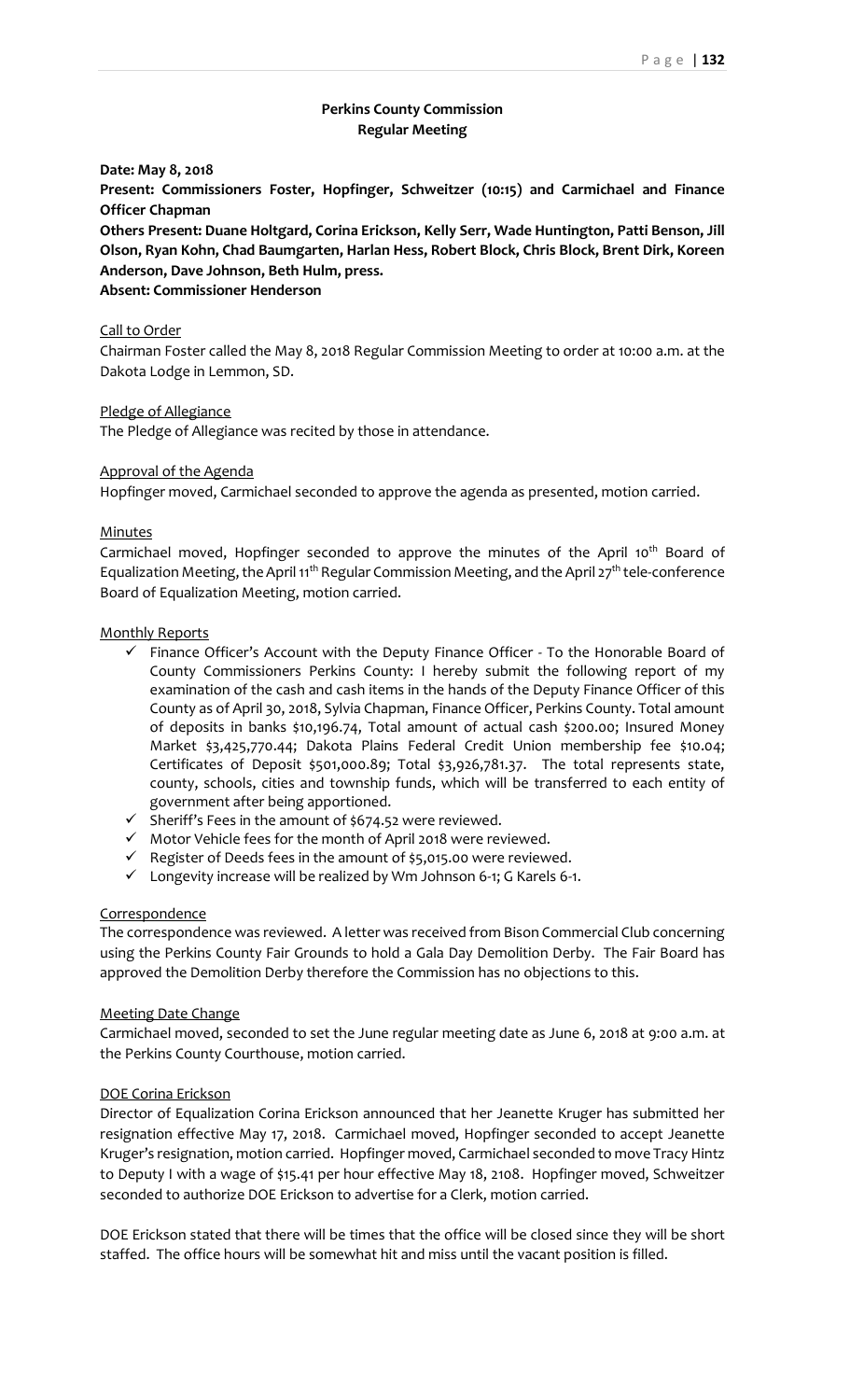## Perkins County Commission
## Regular Meeting

**Date: May 8, 2018**

**Present: Commissioners Foster, Hopfinger, Schweitzer (10:15) and Carmichael and Finance Officer Chapman**

**Others Present: Duane Holtgard, Corina Erickson, Kelly Serr, Wade Huntington, Patti Benson, Jill Olson, Ryan Kohn, Chad Baumgarten, Harlan Hess, Robert Block, Chris Block, Brent Dirk, Koreen Anderson, Dave Johnson, Beth Hulm, press.**

**Absent: Commissioner Henderson**

Call to Order

Chairman Foster called the May 8, 2018 Regular Commission Meeting to order at 10:00 a.m. at the Dakota Lodge in Lemmon, SD.

Pledge of Allegiance

The Pledge of Allegiance was recited by those in attendance.

Approval of the Agenda

Hopfinger moved, Carmichael seconded to approve the agenda as presented, motion carried.

Minutes

Carmichael moved, Hopfinger seconded to approve the minutes of the April 10th Board of Equalization Meeting, the April 11th Regular Commission Meeting, and the April 27th tele-conference Board of Equalization Meeting, motion carried.

Monthly Reports

- ✓ Finance Officer's Account with the Deputy Finance Officer - To the Honorable Board of County Commissioners Perkins County: I hereby submit the following report of my examination of the cash and cash items in the hands of the Deputy Finance Officer of this County as of April 30, 2018, Sylvia Chapman, Finance Officer, Perkins County. Total amount of deposits in banks $10,196.74, Total amount of actual cash $200.00; Insured Money Market $3,425,770.44; Dakota Plains Federal Credit Union membership fee $10.04; Certificates of Deposit $501,000.89; Total $3,926,781.37. The total represents state, county, schools, cities and township funds, which will be transferred to each entity of government after being apportioned.
- ✓ Sheriff's Fees in the amount of $674.52 were reviewed.
- ✓ Motor Vehicle fees for the month of April 2018 were reviewed.
- ✓ Register of Deeds fees in the amount of $5,015.00 were reviewed.
- ✓ Longevity increase will be realized by Wm Johnson 6-1; G Karels 6-1.

Correspondence

The correspondence was reviewed. A letter was received from Bison Commercial Club concerning using the Perkins County Fair Grounds to hold a Gala Day Demolition Derby. The Fair Board has approved the Demolition Derby therefore the Commission has no objections to this.

Meeting Date Change

Carmichael moved, seconded to set the June regular meeting date as June 6, 2018 at 9:00 a.m. at the Perkins County Courthouse, motion carried.

DOE Corina Erickson

Director of Equalization Corina Erickson announced that her Jeanette Kruger has submitted her resignation effective May 17, 2018. Carmichael moved, Hopfinger seconded to accept Jeanette Kruger's resignation, motion carried. Hopfinger moved, Carmichael seconded to move Tracy Hintz to Deputy I with a wage of $15.41 per hour effective May 18, 2108. Hopfinger moved, Schweitzer seconded to authorize DOE Erickson to advertise for a Clerk, motion carried.

DOE Erickson stated that there will be times that the office will be closed since they will be short staffed. The office hours will be somewhat hit and miss until the vacant position is filled.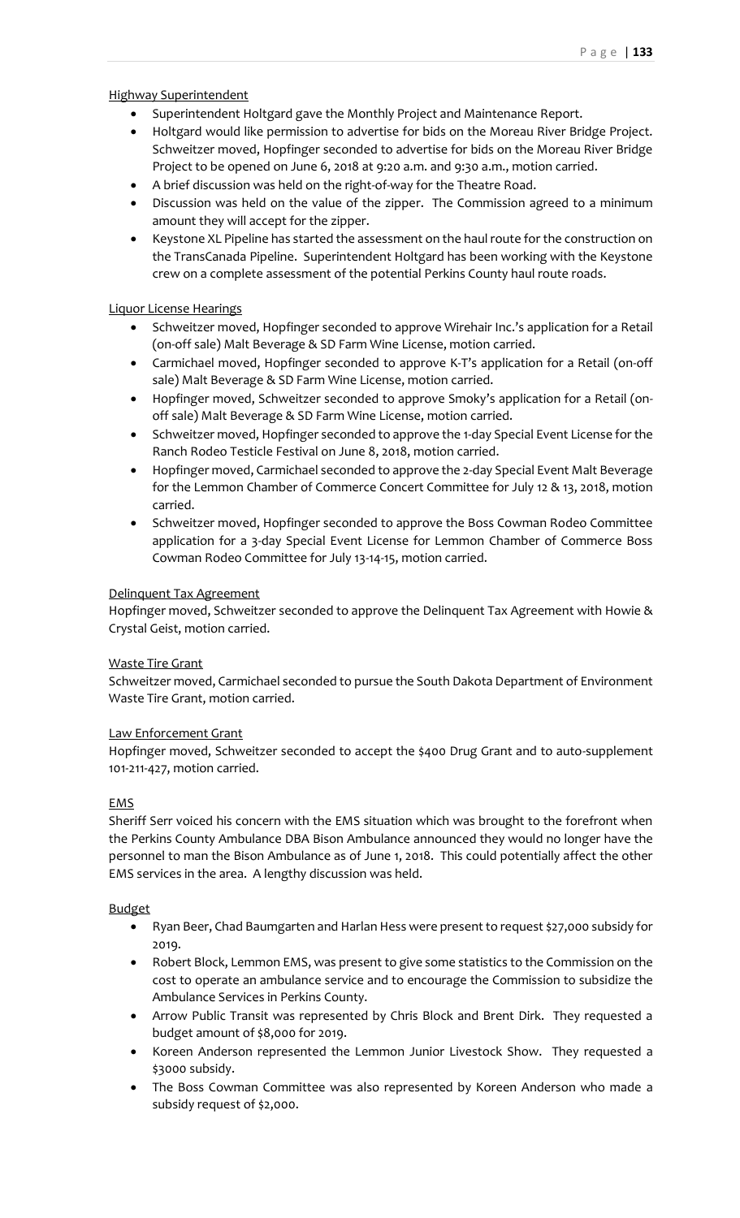Highway Superintendent

- Superintendent Holtgard gave the Monthly Project and Maintenance Report.
- Holtgard would like permission to advertise for bids on the Moreau River Bridge Project. Schweitzer moved, Hopfinger seconded to advertise for bids on the Moreau River Bridge Project to be opened on June 6, 2018 at 9:20 a.m. and 9:30 a.m., motion carried.
- A brief discussion was held on the right-of-way for the Theatre Road.
- Discussion was held on the value of the zipper. The Commission agreed to a minimum amount they will accept for the zipper.
- Keystone XL Pipeline has started the assessment on the haul route for the construction on the TransCanada Pipeline. Superintendent Holtgard has been working with the Keystone crew on a complete assessment of the potential Perkins County haul route roads.

Liquor License Hearings

- Schweitzer moved, Hopfinger seconded to approve Wirehair Inc.'s application for a Retail (on-off sale) Malt Beverage & SD Farm Wine License, motion carried.
- Carmichael moved, Hopfinger seconded to approve K-T's application for a Retail (on-off sale) Malt Beverage & SD Farm Wine License, motion carried.
- Hopfinger moved, Schweitzer seconded to approve Smoky's application for a Retail (on-off sale) Malt Beverage & SD Farm Wine License, motion carried.
- Schweitzer moved, Hopfinger seconded to approve the 1-day Special Event License for the Ranch Rodeo Testicle Festival on June 8, 2018, motion carried.
- Hopfinger moved, Carmichael seconded to approve the 2-day Special Event Malt Beverage for the Lemmon Chamber of Commerce Concert Committee for July 12 & 13, 2018, motion carried.
- Schweitzer moved, Hopfinger seconded to approve the Boss Cowman Rodeo Committee application for a 3-day Special Event License for Lemmon Chamber of Commerce Boss Cowman Rodeo Committee for July 13-14-15, motion carried.

Delinquent Tax Agreement

Hopfinger moved, Schweitzer seconded to approve the Delinquent Tax Agreement with Howie & Crystal Geist, motion carried.

Waste Tire Grant

Schweitzer moved, Carmichael seconded to pursue the South Dakota Department of Environment Waste Tire Grant, motion carried.

Law Enforcement Grant

Hopfinger moved, Schweitzer seconded to accept the $400 Drug Grant and to auto-supplement 101-211-427, motion carried.

EMS

Sheriff Serr voiced his concern with the EMS situation which was brought to the forefront when the Perkins County Ambulance DBA Bison Ambulance announced they would no longer have the personnel to man the Bison Ambulance as of June 1, 2018. This could potentially affect the other EMS services in the area. A lengthy discussion was held.

Budget

- Ryan Beer, Chad Baumgarten and Harlan Hess were present to request $27,000 subsidy for 2019.
- Robert Block, Lemmon EMS, was present to give some statistics to the Commission on the cost to operate an ambulance service and to encourage the Commission to subsidize the Ambulance Services in Perkins County.
- Arrow Public Transit was represented by Chris Block and Brent Dirk. They requested a budget amount of $8,000 for 2019.
- Koreen Anderson represented the Lemmon Junior Livestock Show. They requested a $3000 subsidy.
- The Boss Cowman Committee was also represented by Koreen Anderson who made a subsidy request of $2,000.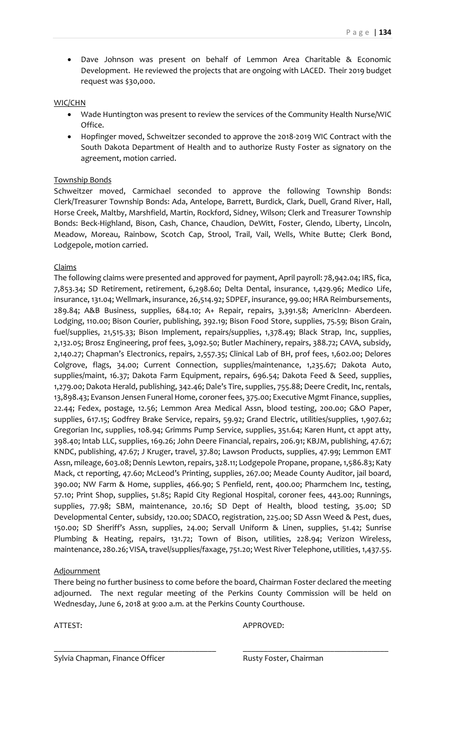- Dave Johnson was present on behalf of Lemmon Area Charitable & Economic Development. He reviewed the projects that are ongoing with LACED. Their 2019 budget request was $30,000.

WIC/CHN

- Wade Huntington was present to review the services of the Community Health Nurse/WIC Office.
- Hopfinger moved, Schweitzer seconded to approve the 2018-2019 WIC Contract with the South Dakota Department of Health and to authorize Rusty Foster as signatory on the agreement, motion carried.

Township Bonds

Schweitzer moved, Carmichael seconded to approve the following Township Bonds: Clerk/Treasurer Township Bonds: Ada, Antelope, Barrett, Burdick, Clark, Duell, Grand River, Hall, Horse Creek, Maltby, Marshfield, Martin, Rockford, Sidney, Wilson; Clerk and Treasurer Township Bonds: Beck-Highland, Bison, Cash, Chance, Chaudion, DeWitt, Foster, Glendo, Liberty, Lincoln, Meadow, Moreau, Rainbow, Scotch Cap, Strool, Trail, Vail, Wells, White Butte; Clerk Bond, Lodgepole, motion carried.

Claims

The following claims were presented and approved for payment, April payroll: 78,942.04; IRS, fica, 7,853.34; SD Retirement, retirement, 6,298.60; Delta Dental, insurance, 1,429.96; Medico Life, insurance, 131.04; Wellmark, insurance, 26,514.92; SDPEF, insurance, 99.00; HRA Reimbursements, 289.84; A&B Business, supplies, 684.10; A+ Repair, repairs, 3,391.58; AmericInn- Aberdeen. Lodging, 110.00; Bison Courier, publishing, 392.19; Bison Food Store, supplies, 75.59; Bison Grain, fuel/supplies, 21,515.33; Bison Implement, repairs/supplies, 1,378.49; Black Strap, Inc, supplies, 2,132.05; Brosz Engineering, prof fees, 3,092.50; Butler Machinery, repairs, 388.72; CAVA, subsidy, 2,140.27; Chapman's Electronics, repairs, 2,557.35; Clinical Lab of BH, prof fees, 1,602.00; Delores Colgrove, flags, 34.00; Current Connection, supplies/maintenance, 1,235.67; Dakota Auto, supplies/maint, 16.37; Dakota Farm Equipment, repairs, 696.54; Dakota Feed & Seed, supplies, 1,279.00; Dakota Herald, publishing, 342.46; Dale's Tire, supplies, 755.88; Deere Credit, Inc, rentals, 13,898.43; Evanson Jensen Funeral Home, coroner fees, 375.00; Executive Mgmt Finance, supplies, 22.44; Fedex, postage, 12.56; Lemmon Area Medical Assn, blood testing, 200.00; G&O Paper, supplies, 617.15; Godfrey Brake Service, repairs, 59.92; Grand Electric, utilities/supplies, 1,907.62; Gregorian Inc, supplies, 108.94; Grimms Pump Service, supplies, 351.64; Karen Hunt, ct appt atty, 398.40; Intab LLC, supplies, 169.26; John Deere Financial, repairs, 206.91; KBJM, publishing, 47.67; KNDC, publishing, 47.67; J Kruger, travel, 37.80; Lawson Products, supplies, 47.99; Lemmon EMT Assn, mileage, 603.08; Dennis Lewton, repairs, 328.11; Lodgepole Propane, propane, 1,586.83; Katy Mack, ct reporting, 47.60; McLeod's Printing, supplies, 267.00; Meade County Auditor, jail board, 390.00; NW Farm & Home, supplies, 466.90; S Penfield, rent, 400.00; Pharmchem Inc, testing, 57.10; Print Shop, supplies, 51.85; Rapid City Regional Hospital, coroner fees, 443.00; Runnings, supplies, 77.98; SBM, maintenance, 20.16; SD Dept of Health, blood testing, 35.00; SD Developmental Center, subsidy, 120.00; SDACO, registration, 225.00; SD Assn Weed & Pest, dues, 150.00; SD Sheriff's Assn, supplies, 24.00; Servall Uniform & Linen, supplies, 51.42; Sunrise Plumbing & Heating, repairs, 131.72; Town of Bison, utilities, 228.94; Verizon Wireless, maintenance, 280.26; VISA, travel/supplies/faxage, 751.20; West River Telephone, utilities, 1,437.55.

Adjournment

There being no further business to come before the board, Chairman Foster declared the meeting adjourned. The next regular meeting of the Perkins County Commission will be held on Wednesday, June 6, 2018 at 9:00 a.m. at the Perkins County Courthouse.

ATTEST: APPROVED:

\_\_\_\_\_\_\_\_\_\_\_\_\_\_\_\_\_\_\_\_\_\_\_\_\_\_\_\_\_\_\_\_\_\_ \_\_\_\_\_\_\_\_\_\_\_\_\_\_\_\_\_\_\_\_\_\_\_\_\_\_\_\_\_\_\_\_\_\_

Sylvia Chapman, Finance Officer Rusty Foster, Chairman